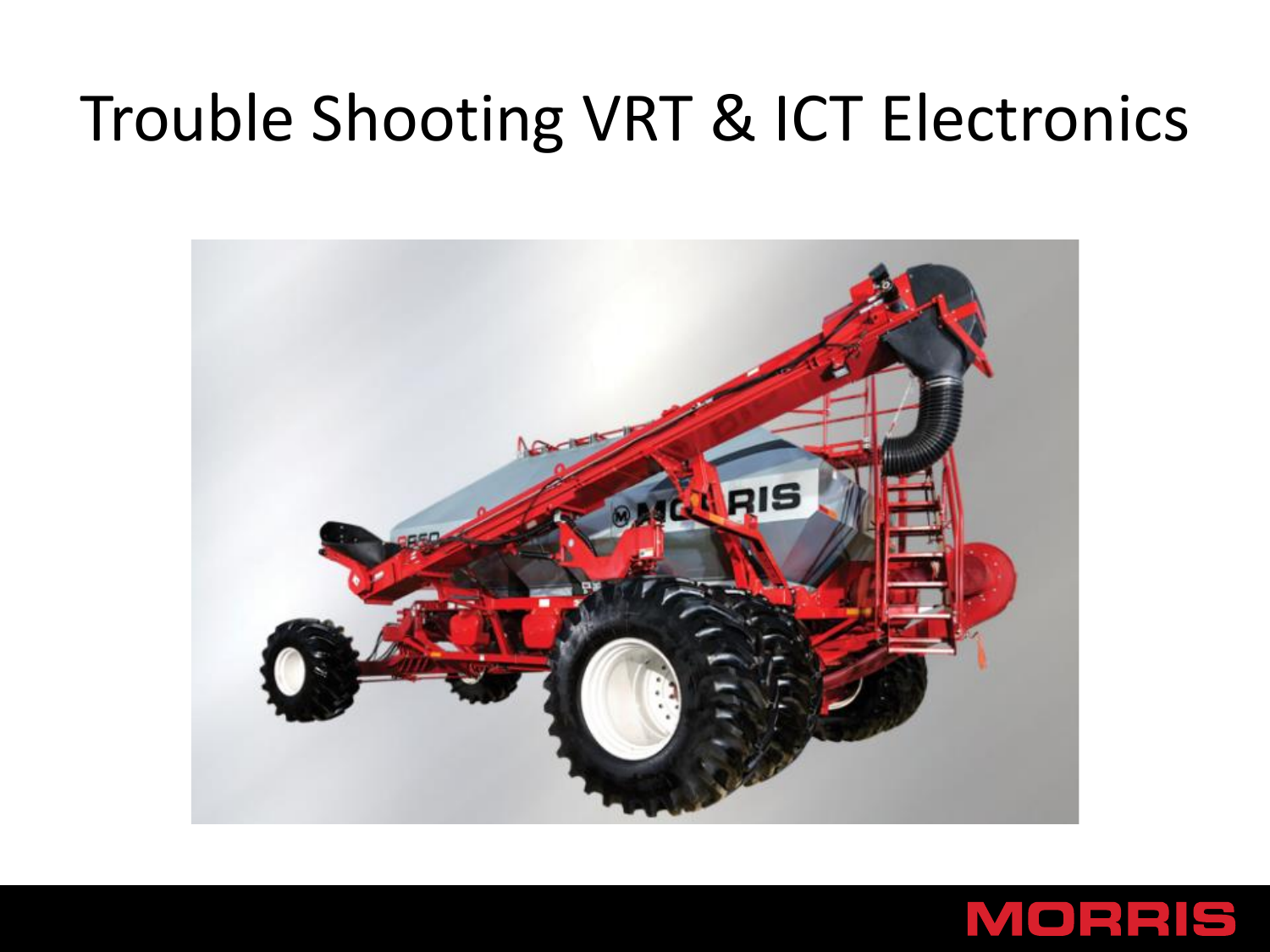# Trouble Shooting VRT & ICT Electronics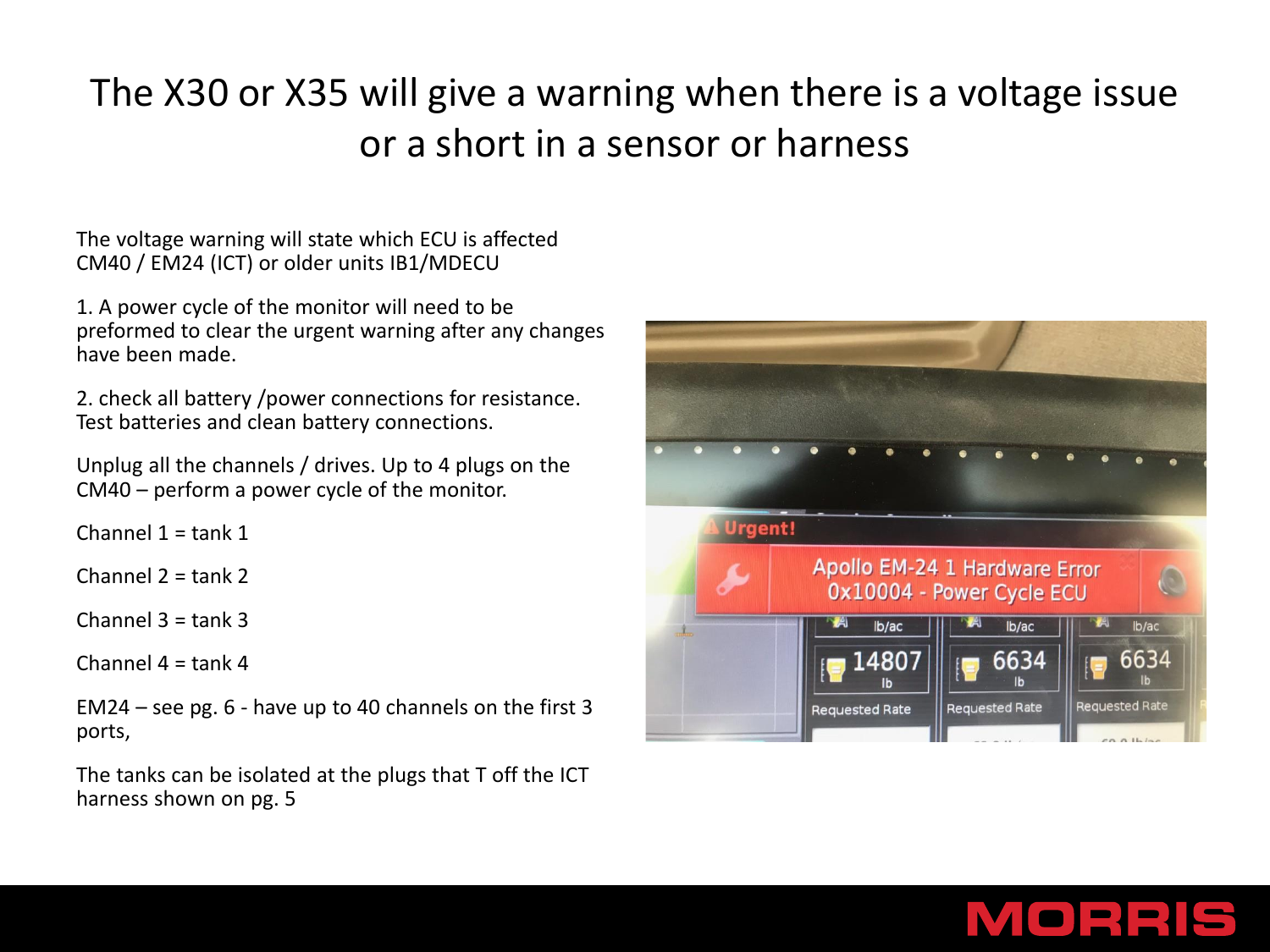# The X30 or X35 will give a warning when there is a voltage issue or a short in a sensor or harness

The voltage warning will state which ECU is affected CM40 / EM24 (ICT) or older units IB1/MDECU

1. A power cycle of the monitor will need to be preformed to clear the urgent warning after any changes have been made.

2. check all battery /power connections for resistance. Test batteries and clean battery connections.

Unplug all the channels / drives. Up to 4 plugs on the CM40 – perform a power cycle of the monitor.

Channel 1 = tank 1

Channel 2 = tank 2

Channel 3 = tank 3

Channel 4 = tank 4

EM24 – see pg. 6 - have up to 40 channels on the first 3 ports,

The tanks can be isolated at the plugs that T off the ICT harness shown on pg. 5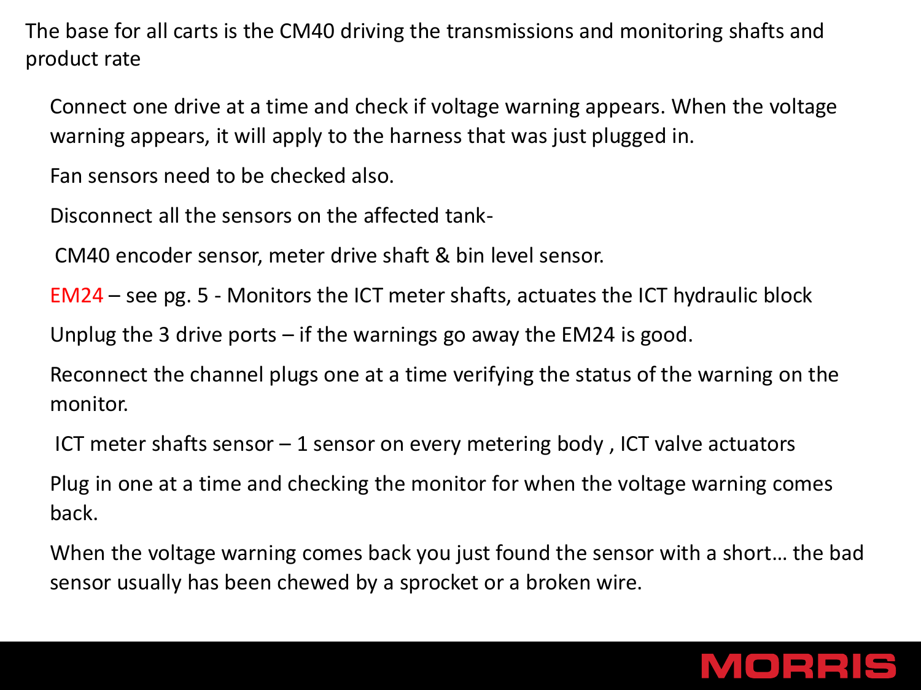The base for all carts is the CM40 driving the transmissions and monitoring shafts and product rate

Connect one drive at a time and check if voltage warning appears. When the voltage warning appears, it will apply to the harness that was just plugged in.

Fan sensors need to be checked also.

Disconnect all the sensors on the affected tank-

CM40 encoder sensor, meter drive shaft & bin level sensor.

EM24 – see pg. 5 - Monitors the ICT meter shafts, actuates the ICT hydraulic block

Unplug the 3 drive ports – if the warnings go away the EM24 is good.

Reconnect the channel plugs one at a time verifying the status of the warning on the monitor.

ICT meter shafts sensor – 1 sensor on every metering body , ICT valve actuators

Plug in one at a time and checking the monitor for when the voltage warning comes back.

When the voltage warning comes back you just found the sensor with a short… the bad sensor usually has been chewed by a sprocket or a broken wire.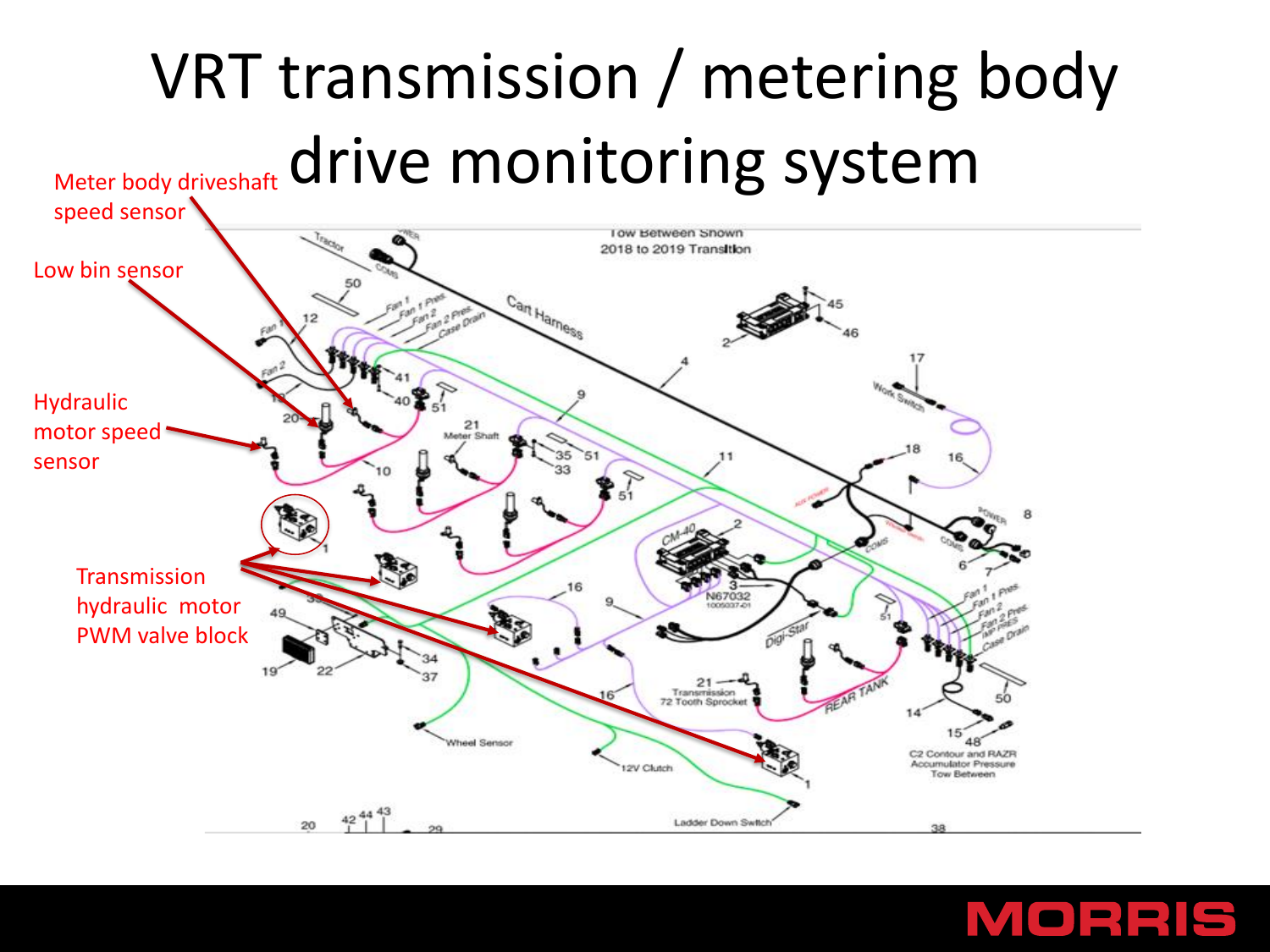# VRT transmission / metering body drive monitoring system

Meter body driveshaft speed sensor

Low bin sensor

Hydraulic motor speed sensor

Transmission hydraulic motor PWM valve block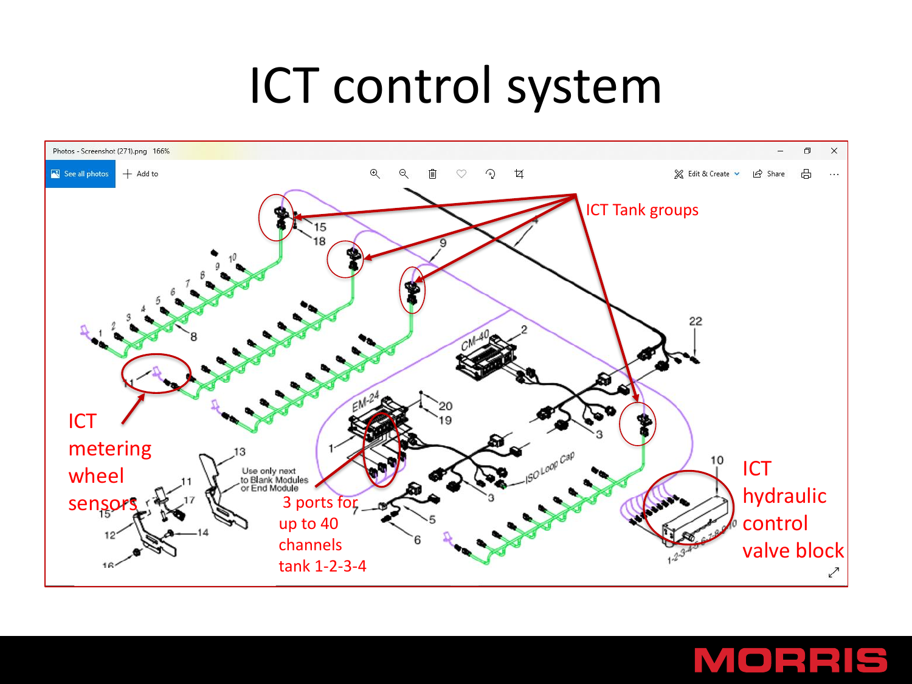# ICT control system

ICT Tank groups

ICT metering wheel sensors

3 ports for up to 40 channels tank 1-2-3-4

ICT hydraulic control valve block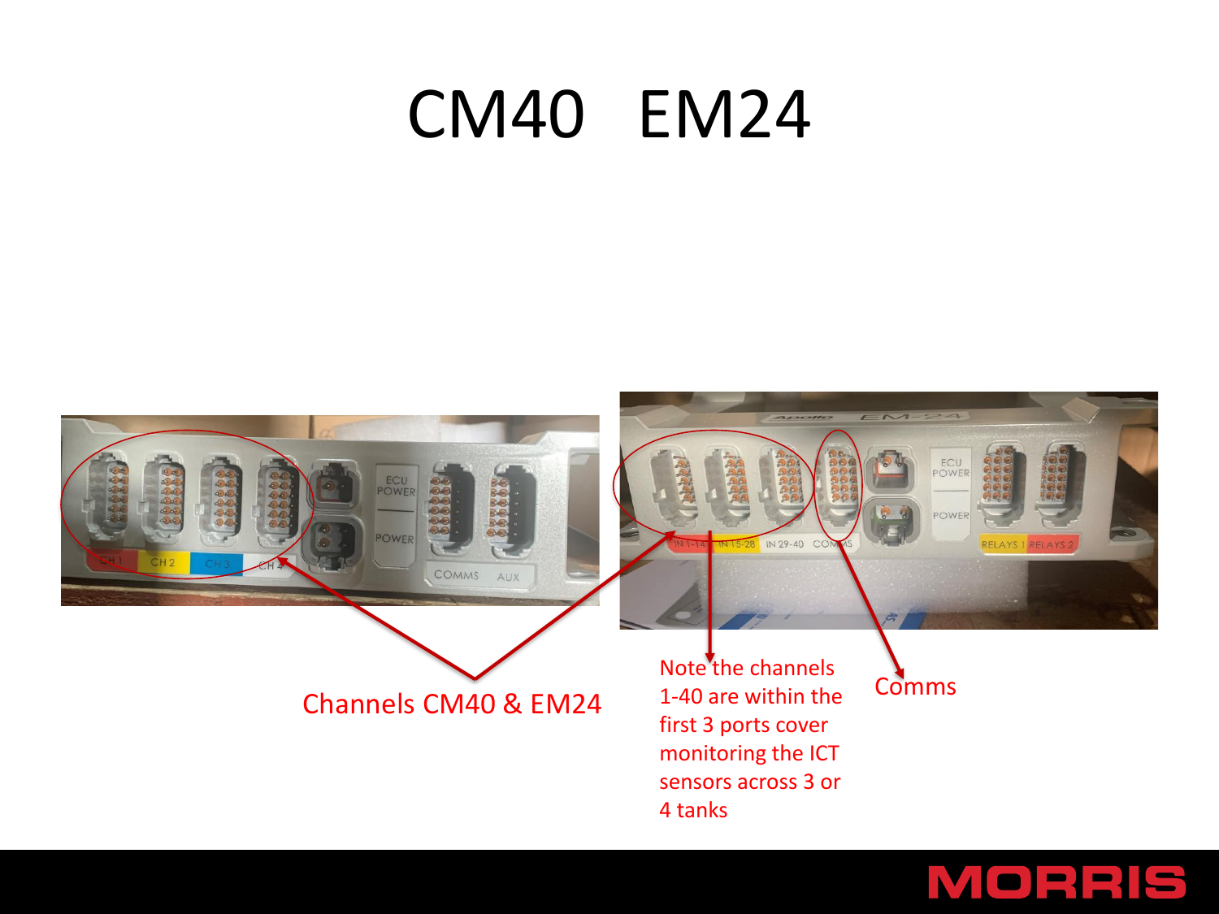# CM40 EM24

Channels CM40 & EM24

Note the channels 1-40 are within the first 3 ports cover monitoring the ICT sensors across 3 or 4 tanks

Comms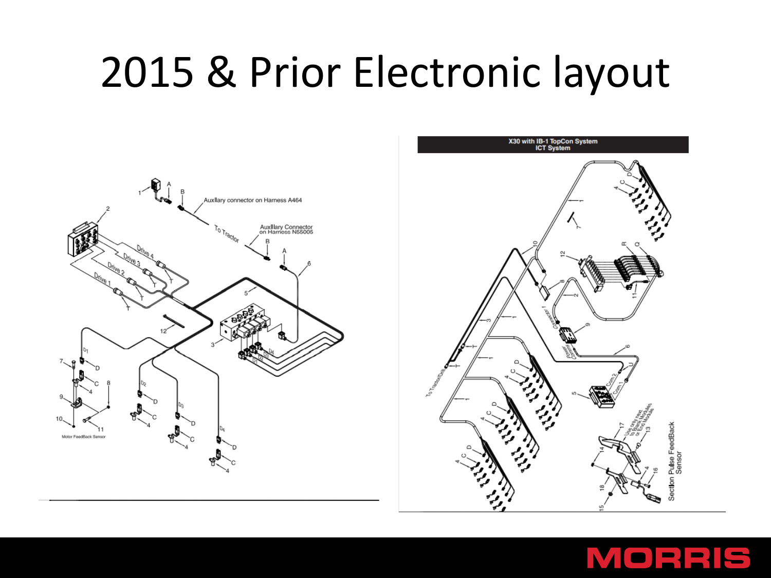# 2015 & Prior Electronic layout

X30 with IB-1 TopCon System
ICT System

Auxllary connector on Harness A464

To Tractor

Auxlllary Connector on Harness N55005

Motor FeedBack Sensor

Section Pulse FeedBack Sensor

MORRIS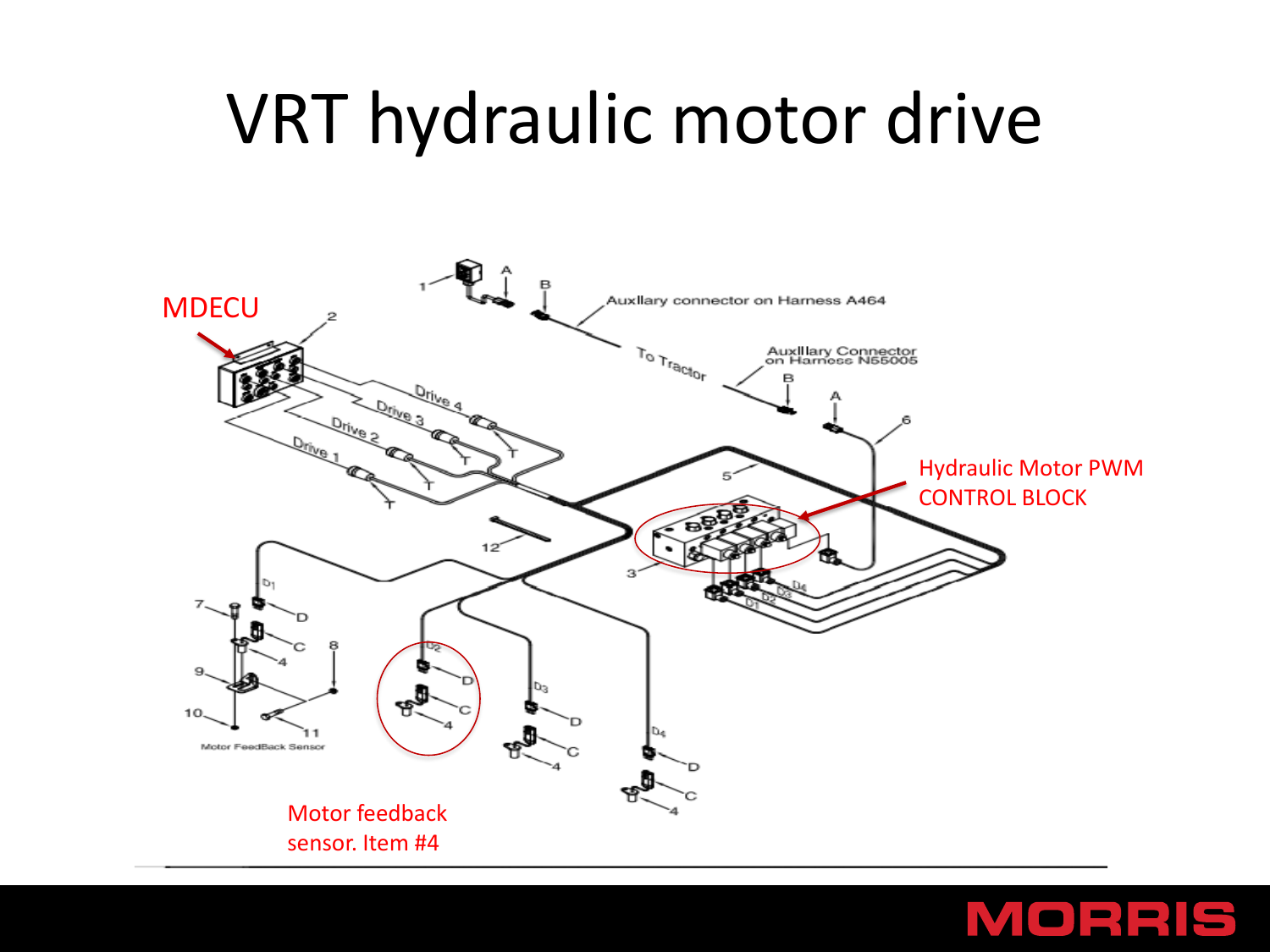# VRT hydraulic motor drive

MDECU

Hydraulic Motor PWM CONTROL BLOCK

Motor feedback sensor. Item #4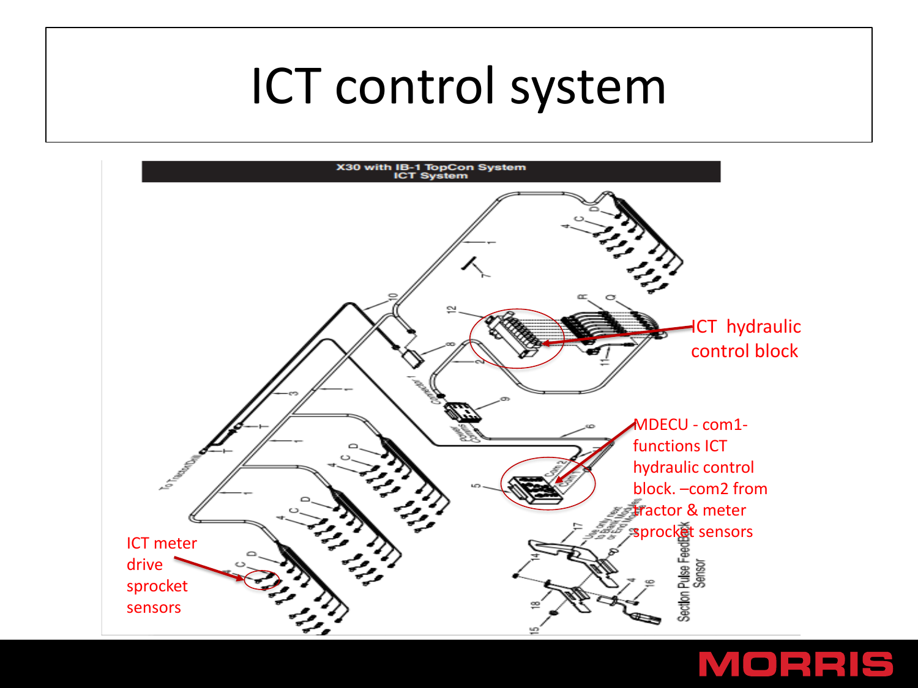# ICT control system

X30 with IB-1 TopCon System
ICT System

ICT hydraulic control block

MDECU - com1- functions ICT hydraulic control block. –com2 from tractor & meter sprocket sensors

ICT meter drive sprocket sensors

Section Pulse FeedBack Sensor

MORRIS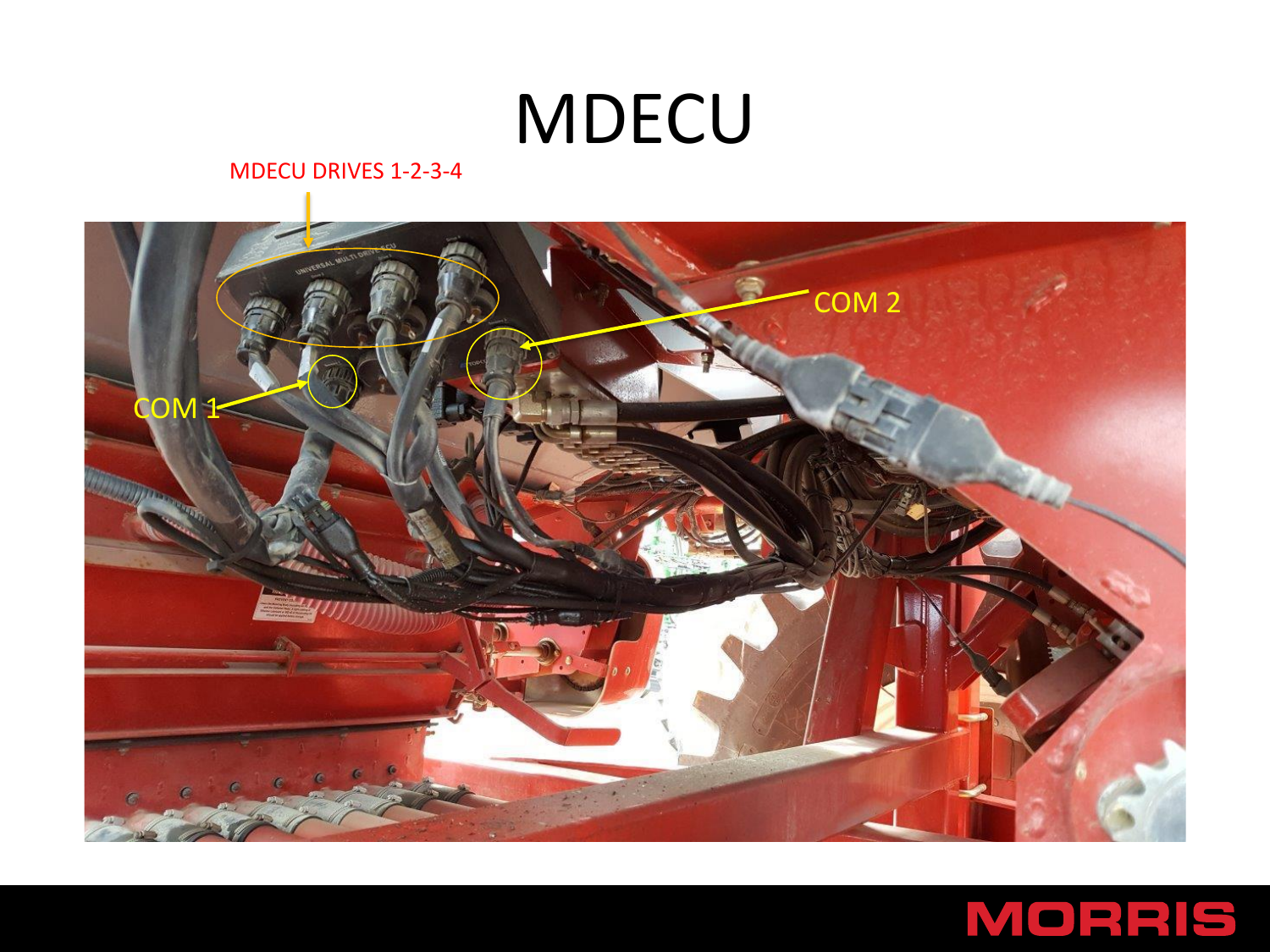# MDECU

MDECU DRIVES 1-2-3-4

COM 1

COM 2